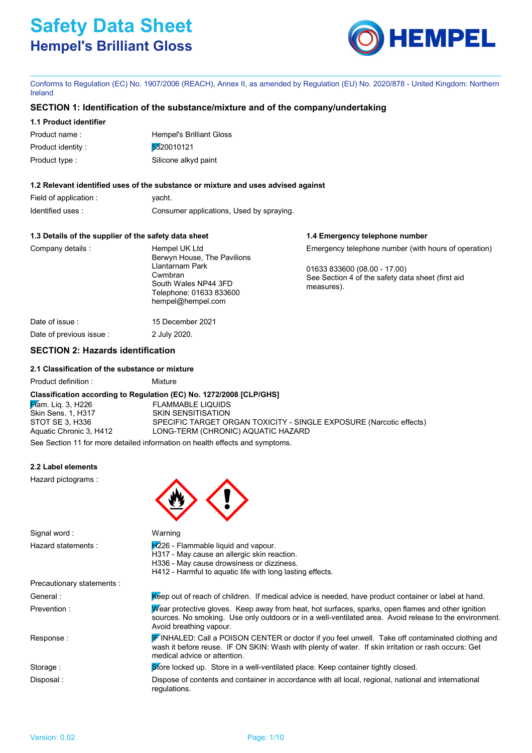# Safety Data Sheet
## Hempel's Brilliant Gloss

Conforms to Regulation (EC) No. 1907/2006 (REACH), Annex II, as amended by Regulation (EU) No. 2020/878 - United Kingdom: Northern Ireland

### SECTION 1: Identification of the substance/mixture and of the company/undertaking

#### 1.1 Product identifier

| | |
|---|---|
| Product name : | Hempel's Brilliant Gloss |
| Product identity : | 5320010121 |
| Product type : | Silicone alkyd paint |

#### 1.2 Relevant identified uses of the substance or mixture and uses advised against

| | |
|---|---|
| Field of application : | yacht. |
| Identified uses : | Consumer applications, Used by spraying. |

#### 1.3 Details of the supplier of the safety data sheet

Company details :
Hempel UK Ltd
Berwyn House, The Pavilions
Llantarnam Park
Cwmbran
South Wales NP44 3FD
Telephone: 01633 833600
hempel@hempel.com

#### 1.4 Emergency telephone number

Emergency telephone number (with hours of operation)

01633 833600 (08.00 - 17.00)
See Section 4 of the safety data sheet (first aid measures).

| | |
|---|---|
| Date of issue : | 15 December 2021 |
| Date of previous issue : | 2 July 2020. |

### SECTION 2: Hazards identification

#### 2.1 Classification of the substance or mixture

Product definition : Mixture

**Classification according to Regulation (EC) No. 1272/2008 [CLP/GHS]**

| | |
|---|---|
| Flam. Liq. 3, H226 | FLAMMABLE LIQUIDS |
| Skin Sens. 1, H317 | SKIN SENSITISATION |
| STOT SE 3, H336 | SPECIFIC TARGET ORGAN TOXICITY - SINGLE EXPOSURE (Narcotic effects) |
| Aquatic Chronic 3, H412 | LONG-TERM (CHRONIC) AQUATIC HAZARD |

See Section 11 for more detailed information on health effects and symptoms.

#### 2.2 Label elements

Hazard pictograms :

Signal word : Warning

Hazard statements :
H226 - Flammable liquid and vapour.
H317 - May cause an allergic skin reaction.
H336 - May cause drowsiness or dizziness.
H412 - Harmful to aquatic life with long lasting effects.

Precautionary statements :

| | |
|---|---|
| General : | Keep out of reach of children. If medical advice is needed, have product container or label at hand. |
| Prevention : | Wear protective gloves. Keep away from heat, hot surfaces, sparks, open flames and other ignition sources. No smoking. Use only outdoors or in a well-ventilated area. Avoid release to the environment. Avoid breathing vapour. |
| Response : | IF INHALED: Call a POISON CENTER or doctor if you feel unwell. Take off contaminated clothing and wash it before reuse. IF ON SKIN: Wash with plenty of water. If skin irritation or rash occurs: Get medical advice or attention. |
| Storage : | Store locked up. Store in a well-ventilated place. Keep container tightly closed. |
| Disposal : | Dispose of contents and container in accordance with all local, regional, national and international regulations. |

Version: 0.02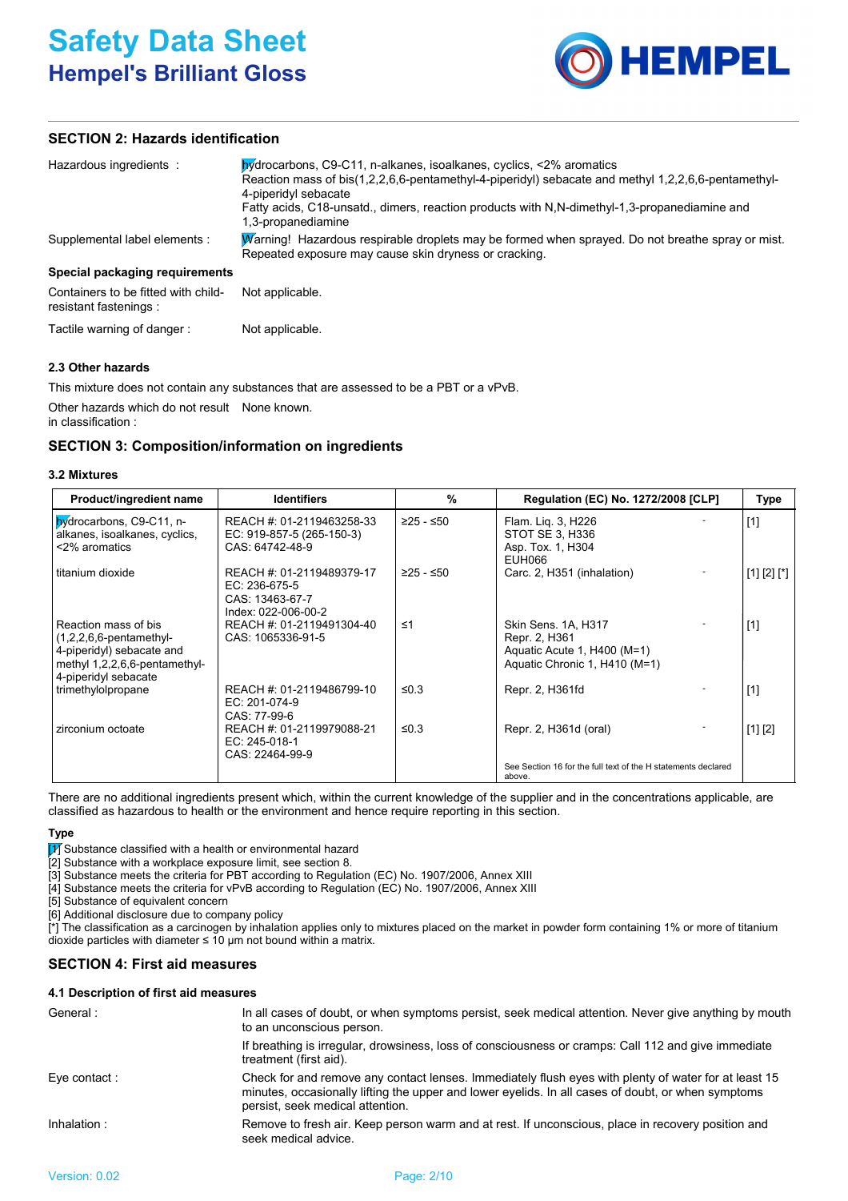## SECTION 2: Hazards identification

Hazardous ingredients : Hydrocarbons, C9-C11, n-alkanes, isoalkanes, cyclics, <2% aromatics
Reaction mass of bis(1,2,2,6,6-pentamethyl-4-piperidyl) sebacate and methyl 1,2,2,6,6-pentamethyl-4-piperidyl sebacate
Fatty acids, C18-unsatd., dimers, reaction products with N,N-dimethyl-1,3-propanediamine and 1,3-propanediamine

Supplemental label elements : Warning! Hazardous respirable droplets may be formed when sprayed. Do not breathe spray or mist. Repeated exposure may cause skin dryness or cracking.

**Special packaging requirements**

Containers to be fitted with child-resistant fastenings : Not applicable.

Tactile warning of danger : Not applicable.

### 2.3 Other hazards

This mixture does not contain any substances that are assessed to be a PBT or a vPvB.

Other hazards which do not result in classification : None known.

## SECTION 3: Composition/information on ingredients

### 3.2 Mixtures

| Product/ingredient name | Identifiers | % | Regulation (EC) No. 1272/2008 [CLP] | Type |
|---|---|---|---|---|
| Hydrocarbons, C9-C11, n-alkanes, isoalkanes, cyclics, <2% aromatics | REACH #: 01-2119463258-33<br>EC: 919-857-5 (265-150-3)<br>CAS: 64742-48-9 | ≥25 - ≤50 | Flam. Liq. 3, H226<br>STOT SE 3, H336<br>Asp. Tox. 1, H304<br>EUH066 | [1] |
| titanium dioxide | REACH #: 01-2119489379-17<br>EC: 236-675-5<br>CAS: 13463-67-7<br>Index: 022-006-00-2 | ≥25 - ≤50 | Carc. 2, H351 (inhalation) | [1] [2] [*] |
| Reaction mass of bis (1,2,2,6,6-pentamethyl-4-piperidyl) sebacate and methyl 1,2,2,6,6-pentamethyl-4-piperidyl sebacate | REACH #: 01-2119491304-40<br>CAS: 1065336-91-5 | ≤1 | Skin Sens. 1A, H317<br>Repr. 2, H361<br>Aquatic Acute 1, H400 (M=1)<br>Aquatic Chronic 1, H410 (M=1) | [1] |
| trimethylolpropane | REACH #: 01-2119486799-10<br>EC: 201-074-9<br>CAS: 77-99-6 | ≤0.3 | Repr. 2, H361fd | [1] |
| zirconium octoate | REACH #: 01-2119979088-21<br>EC: 245-018-1<br>CAS: 22464-99-9 | ≤0.3 | Repr. 2, H361d (oral) | [1] [2] |
| | | | See Section 16 for the full text of the H statements declared above. | |

There are no additional ingredients present which, within the current knowledge of the supplier and in the concentrations applicable, are classified as hazardous to health or the environment and hence require reporting in this section.

**Type**

[1] Substance classified with a health or environmental hazard
[2] Substance with a workplace exposure limit, see section 8.
[3] Substance meets the criteria for PBT according to Regulation (EC) No. 1907/2006, Annex XIII
[4] Substance meets the criteria for vPvB according to Regulation (EC) No. 1907/2006, Annex XIII
[5] Substance of equivalent concern
[6] Additional disclosure due to company policy
[*] The classification as a carcinogen by inhalation applies only to mixtures placed on the market in powder form containing 1% or more of titanium dioxide particles with diameter ≤ 10 μm not bound within a matrix.

## SECTION 4: First aid measures

### 4.1 Description of first aid measures

General : In all cases of doubt, or when symptoms persist, seek medical attention. Never give anything by mouth to an unconscious person.

If breathing is irregular, drowsiness, loss of consciousness or cramps: Call 112 and give immediate treatment (first aid).

Eye contact : Check for and remove any contact lenses. Immediately flush eyes with plenty of water for at least 15 minutes, occasionally lifting the upper and lower eyelids. In all cases of doubt, or when symptoms persist, seek medical attention.

Inhalation : Remove to fresh air. Keep person warm and at rest. If unconscious, place in recovery position and seek medical advice.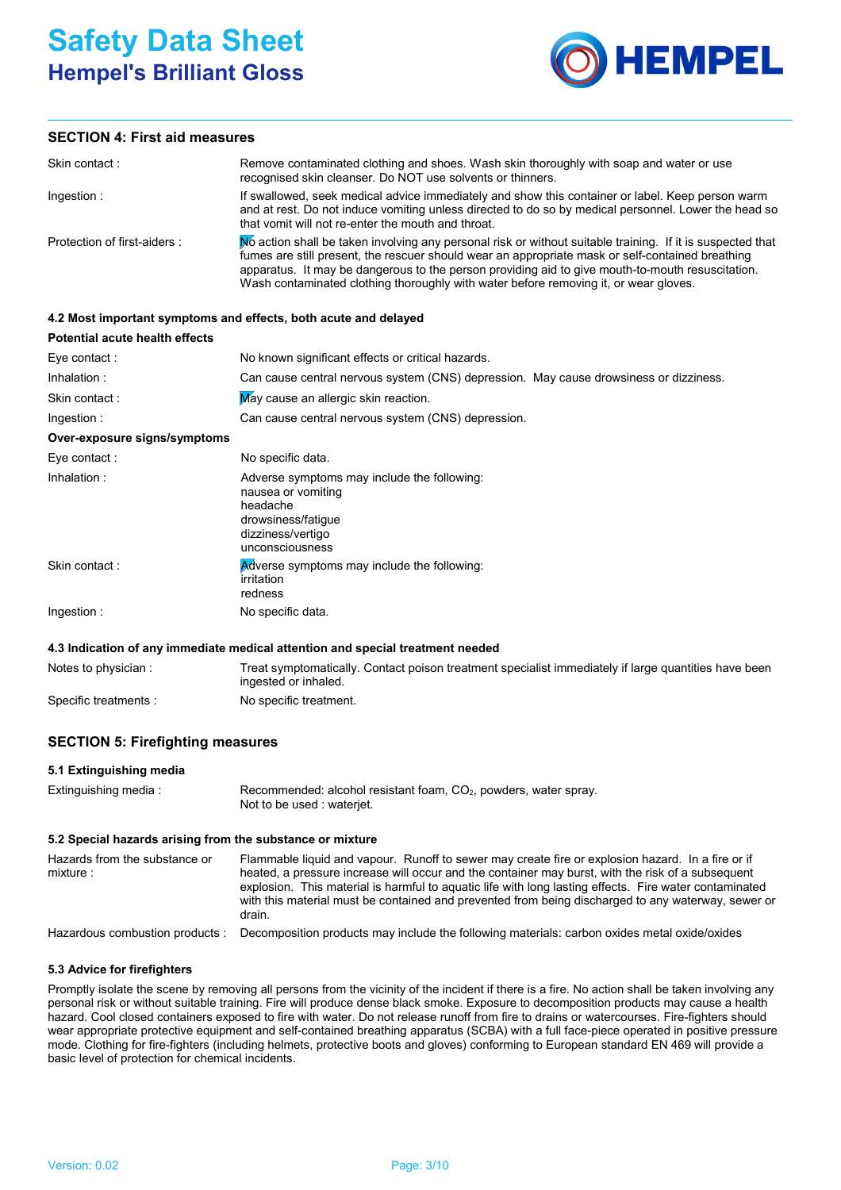# Safety Data Sheet
## Hempel's Brilliant Gloss

### SECTION 4: First aid measures

| | |
|---|---|
| Skin contact : | Remove contaminated clothing and shoes. Wash skin thoroughly with soap and water or use recognised skin cleanser. Do NOT use solvents or thinners. |
| Ingestion : | If swallowed, seek medical advice immediately and show this container or label. Keep person warm and at rest. Do not induce vomiting unless directed to do so by medical personnel. Lower the head so that vomit will not re-enter the mouth and throat. |
| Protection of first-aiders : | No action shall be taken involving any personal risk or without suitable training. If it is suspected that fumes are still present, the rescuer should wear an appropriate mask or self-contained breathing apparatus. It may be dangerous to the person providing aid to give mouth-to-mouth resuscitation. Wash contaminated clothing thoroughly with water before removing it, or wear gloves. |

#### 4.2 Most important symptoms and effects, both acute and delayed

**Potential acute health effects**

| | |
|---|---|
| Eye contact : | No known significant effects or critical hazards. |
| Inhalation : | Can cause central nervous system (CNS) depression. May cause drowsiness or dizziness. |
| Skin contact : | May cause an allergic skin reaction. |
| Ingestion : | Can cause central nervous system (CNS) depression. |

**Over-exposure signs/symptoms**

| | |
|---|---|
| Eye contact : | No specific data. |
| Inhalation : | Adverse symptoms may include the following: nausea or vomiting, headache, drowsiness/fatigue, dizziness/vertigo, unconsciousness |
| Skin contact : | Adverse symptoms may include the following: irritation, redness |
| Ingestion : | No specific data. |

#### 4.3 Indication of any immediate medical attention and special treatment needed

| | |
|---|---|
| Notes to physician : | Treat symptomatically. Contact poison treatment specialist immediately if large quantities have been ingested or inhaled. |
| Specific treatments : | No specific treatment. |

### SECTION 5: Firefighting measures

#### 5.1 Extinguishing media

| | |
|---|---|
| Extinguishing media : | Recommended: alcohol resistant foam, $CO_2$, powders, water spray.<br>Not to be used : waterjet. |

#### 5.2 Special hazards arising from the substance or mixture

| | |
|---|---|
| Hazards from the substance or mixture : | Flammable liquid and vapour. Runoff to sewer may create fire or explosion hazard. In a fire or if heated, a pressure increase will occur and the container may burst, with the risk of a subsequent explosion. This material is harmful to aquatic life with long lasting effects. Fire water contaminated with this material must be contained and prevented from being discharged to any waterway, sewer or drain. |
| Hazardous combustion products : | Decomposition products may include the following materials: carbon oxides metal oxide/oxides |

#### 5.3 Advice for firefighters

Promptly isolate the scene by removing all persons from the vicinity of the incident if there is a fire. No action shall be taken involving any personal risk or without suitable training. Fire will produce dense black smoke. Exposure to decomposition products may cause a health hazard. Cool closed containers exposed to fire with water. Do not release runoff from fire to drains or watercourses. Fire-fighters should wear appropriate protective equipment and self-contained breathing apparatus (SCBA) with a full face-piece operated in positive pressure mode. Clothing for fire-fighters (including helmets, protective boots and gloves) conforming to European standard EN 469 will provide a basic level of protection for chemical incidents.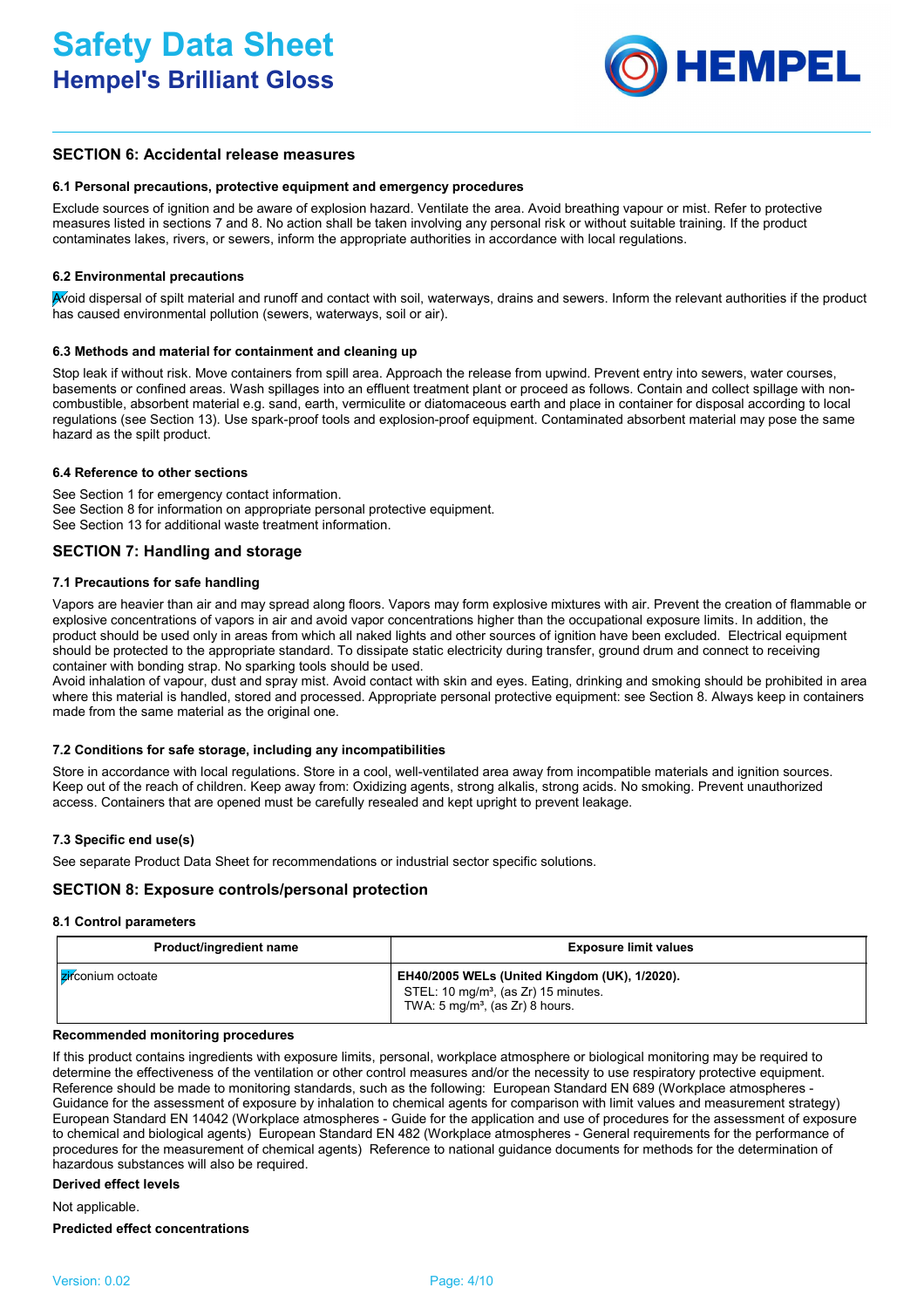## SECTION 6: Accidental release measures

### 6.1 Personal precautions, protective equipment and emergency procedures

Exclude sources of ignition and be aware of explosion hazard. Ventilate the area. Avoid breathing vapour or mist. Refer to protective measures listed in sections 7 and 8. No action shall be taken involving any personal risk or without suitable training. If the product contaminates lakes, rivers, or sewers, inform the appropriate authorities in accordance with local regulations.

### 6.2 Environmental precautions

Avoid dispersal of spilt material and runoff and contact with soil, waterways, drains and sewers. Inform the relevant authorities if the product has caused environmental pollution (sewers, waterways, soil or air).

### 6.3 Methods and material for containment and cleaning up

Stop leak if without risk. Move containers from spill area. Approach the release from upwind. Prevent entry into sewers, water courses, basements or confined areas. Wash spillages into an effluent treatment plant or proceed as follows. Contain and collect spillage with non-combustible, absorbent material e.g. sand, earth, vermiculite or diatomaceous earth and place in container for disposal according to local regulations (see Section 13). Use spark-proof tools and explosion-proof equipment. Contaminated absorbent material may pose the same hazard as the spilt product.

### 6.4 Reference to other sections

See Section 1 for emergency contact information.
See Section 8 for information on appropriate personal protective equipment.
See Section 13 for additional waste treatment information.

## SECTION 7: Handling and storage

### 7.1 Precautions for safe handling

Vapors are heavier than air and may spread along floors. Vapors may form explosive mixtures with air. Prevent the creation of flammable or explosive concentrations of vapors in air and avoid vapor concentrations higher than the occupational exposure limits. In addition, the product should be used only in areas from which all naked lights and other sources of ignition have been excluded. Electrical equipment should be protected to the appropriate standard. To dissipate static electricity during transfer, ground drum and connect to receiving container with bonding strap. No sparking tools should be used.
Avoid inhalation of vapour, dust and spray mist. Avoid contact with skin and eyes. Eating, drinking and smoking should be prohibited in area where this material is handled, stored and processed. Appropriate personal protective equipment: see Section 8. Always keep in containers made from the same material as the original one.

### 7.2 Conditions for safe storage, including any incompatibilities

Store in accordance with local regulations. Store in a cool, well-ventilated area away from incompatible materials and ignition sources. Keep out of the reach of children. Keep away from: Oxidizing agents, strong alkalis, strong acids. No smoking. Prevent unauthorized access. Containers that are opened must be carefully resealed and kept upright to prevent leakage.

### 7.3 Specific end use(s)

See separate Product Data Sheet for recommendations or industrial sector specific solutions.

## SECTION 8: Exposure controls/personal protection

### 8.1 Control parameters

| Product/ingredient name | Exposure limit values |
|---|---|
| zirconium octoate | **EH40/2005 WELs (United Kingdom (UK), 1/2020).**<br>STEL: 10 mg/m³, (as Zr) 15 minutes.<br>TWA: 5 mg/m³, (as Zr) 8 hours. |

**Recommended monitoring procedures**

If this product contains ingredients with exposure limits, personal, workplace atmosphere or biological monitoring may be required to determine the effectiveness of the ventilation or other control measures and/or the necessity to use respiratory protective equipment. Reference should be made to monitoring standards, such as the following: European Standard EN 689 (Workplace atmospheres - Guidance for the assessment of exposure by inhalation to chemical agents for comparison with limit values and measurement strategy) European Standard EN 14042 (Workplace atmospheres - Guide for the application and use of procedures for the assessment of exposure to chemical and biological agents) European Standard EN 482 (Workplace atmospheres - General requirements for the performance of procedures for the measurement of chemical agents) Reference to national guidance documents for methods for the determination of hazardous substances will also be required.

**Derived effect levels**

Not applicable.

**Predicted effect concentrations**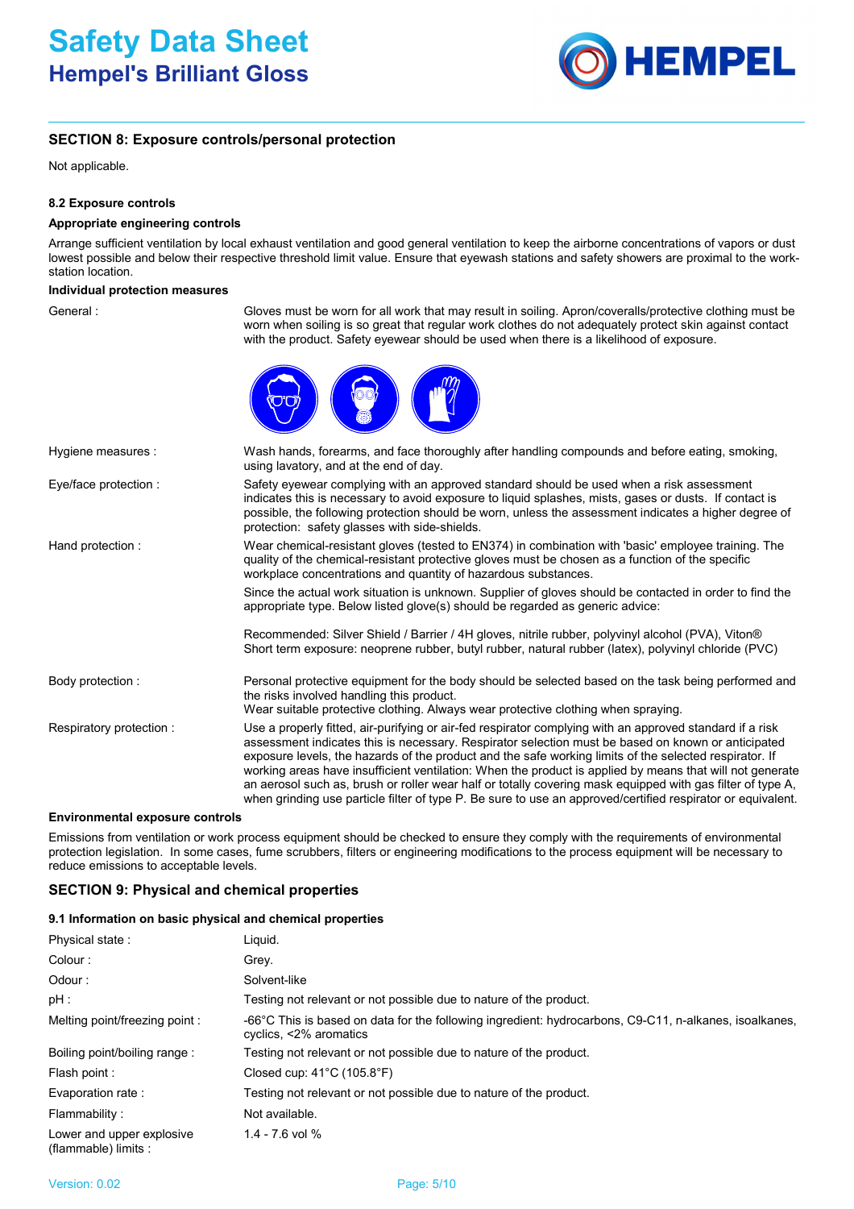## SECTION 8: Exposure controls/personal protection

Not applicable.

#### 8.2 Exposure controls

**Appropriate engineering controls**

Arrange sufficient ventilation by local exhaust ventilation and good general ventilation to keep the airborne concentrations of vapors or dust lowest possible and below their respective threshold limit value. Ensure that eyewash stations and safety showers are proximal to the work-station location.

**Individual protection measures**

| | |
|---|---|
| General : | Gloves must be worn for all work that may result in soiling. Apron/coveralls/protective clothing must be worn when soiling is so great that regular work clothes do not adequately protect skin against contact with the product. Safety eyewear should be used when there is a likelihood of exposure. |
| Hygiene measures : | Wash hands, forearms, and face thoroughly after handling compounds and before eating, smoking, using lavatory, and at the end of day. |
| Eye/face protection : | Safety eyewear complying with an approved standard should be used when a risk assessment indicates this is necessary to avoid exposure to liquid splashes, mists, gases or dusts. If contact is possible, the following protection should be worn, unless the assessment indicates a higher degree of protection: safety glasses with side-shields. |
| Hand protection : | Wear chemical-resistant gloves (tested to EN374) in combination with 'basic' employee training. The quality of the chemical-resistant protective gloves must be chosen as a function of the specific workplace concentrations and quantity of hazardous substances. Since the actual work situation is unknown. Supplier of gloves should be contacted in order to find the appropriate type. Below listed glove(s) should be regarded as generic advice: Recommended: Silver Shield / Barrier / 4H gloves, nitrile rubber, polyvinyl alcohol (PVA), Viton® Short term exposure: neoprene rubber, butyl rubber, natural rubber (latex), polyvinyl chloride (PVC) |
| Body protection : | Personal protective equipment for the body should be selected based on the task being performed and the risks involved handling this product. Wear suitable protective clothing. Always wear protective clothing when spraying. |
| Respiratory protection : | Use a properly fitted, air-purifying or air-fed respirator complying with an approved standard if a risk assessment indicates this is necessary. Respirator selection must be based on known or anticipated exposure levels, the hazards of the product and the safe working limits of the selected respirator. If working areas have insufficient ventilation: When the product is applied by means that will not generate an aerosol such as, brush or roller wear half or totally covering mask equipped with gas filter of type A, when grinding use particle filter of type P. Be sure to use an approved/certified respirator or equivalent. |

**Environmental exposure controls**

Emissions from ventilation or work process equipment should be checked to ensure they comply with the requirements of environmental protection legislation. In some cases, fume scrubbers, filters or engineering modifications to the process equipment will be necessary to reduce emissions to acceptable levels.

## SECTION 9: Physical and chemical properties

#### 9.1 Information on basic physical and chemical properties

| | |
|---|---|
| Physical state : | Liquid. |
| Colour : | Grey. |
| Odour : | Solvent-like |
| pH : | Testing not relevant or not possible due to nature of the product. |
| Melting point/freezing point : | -66°C This is based on data for the following ingredient: hydrocarbons, C9-C11, n-alkanes, isoalkanes, cyclics, <2% aromatics |
| Boiling point/boiling range : | Testing not relevant or not possible due to nature of the product. |
| Flash point : | Closed cup: 41°C (105.8°F) |
| Evaporation rate : | Testing not relevant or not possible due to nature of the product. |
| Flammability : | Not available. |
| Lower and upper explosive (flammable) limits : | 1.4 - 7.6 vol % |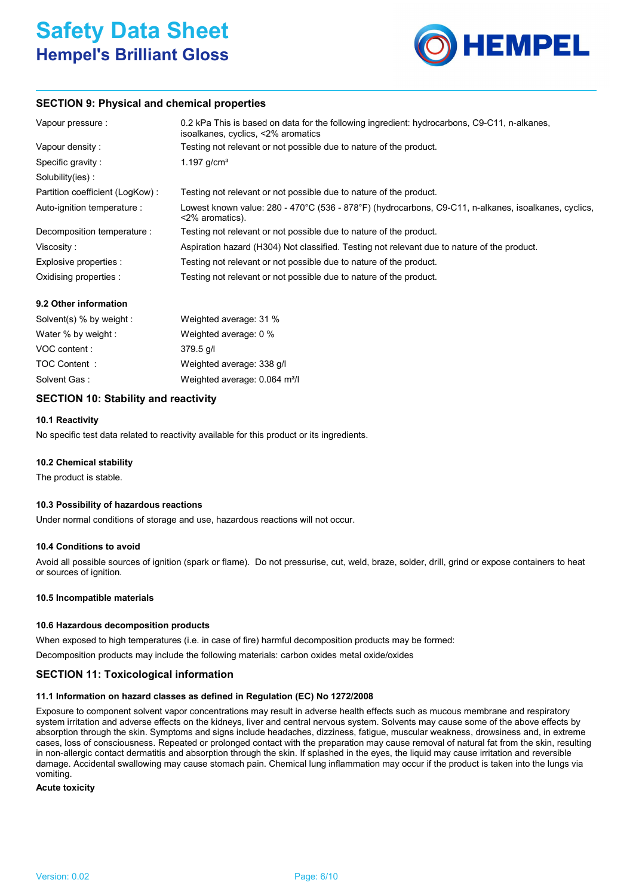## SECTION 9: Physical and chemical properties

| | |
|---|---|
| Vapour pressure : | 0.2 kPa This is based on data for the following ingredient: hydrocarbons, C9-C11, n-alkanes, isoalkanes, cyclics, <2% aromatics |
| Vapour density : | Testing not relevant or not possible due to nature of the product. |
| Specific gravity : | 1.197 g/cm³ |
| Solubility(ies) : | |
| Partition coefficient (LogKow) : | Testing not relevant or not possible due to nature of the product. |
| Auto-ignition temperature : | Lowest known value: 280 - 470°C (536 - 878°F) (hydrocarbons, C9-C11, n-alkanes, isoalkanes, cyclics, <2% aromatics). |
| Decomposition temperature : | Testing not relevant or not possible due to nature of the product. |
| Viscosity : | Aspiration hazard (H304) Not classified. Testing not relevant due to nature of the product. |
| Explosive properties : | Testing not relevant or not possible due to nature of the product. |
| Oxidising properties : | Testing not relevant or not possible due to nature of the product. |

### 9.2 Other information

| | |
|---|---|
| Solvent(s) % by weight : | Weighted average: 31 % |
| Water % by weight : | Weighted average: 0 % |
| VOC content : | 379.5 g/l |
| TOC Content : | Weighted average: 338 g/l |
| Solvent Gas : | Weighted average: 0.064 m³/l |

## SECTION 10: Stability and reactivity

### 10.1 Reactivity

No specific test data related to reactivity available for this product or its ingredients.

### 10.2 Chemical stability

The product is stable.

### 10.3 Possibility of hazardous reactions

Under normal conditions of storage and use, hazardous reactions will not occur.

### 10.4 Conditions to avoid

Avoid all possible sources of ignition (spark or flame). Do not pressurise, cut, weld, braze, solder, drill, grind or expose containers to heat or sources of ignition.

### 10.5 Incompatible materials

### 10.6 Hazardous decomposition products

When exposed to high temperatures (i.e. in case of fire) harmful decomposition products may be formed:

Decomposition products may include the following materials: carbon oxides metal oxide/oxides

## SECTION 11: Toxicological information

### 11.1 Information on hazard classes as defined in Regulation (EC) No 1272/2008

Exposure to component solvent vapor concentrations may result in adverse health effects such as mucous membrane and respiratory system irritation and adverse effects on the kidneys, liver and central nervous system. Solvents may cause some of the above effects by absorption through the skin. Symptoms and signs include headaches, dizziness, fatigue, muscular weakness, drowsiness and, in extreme cases, loss of consciousness. Repeated or prolonged contact with the preparation may cause removal of natural fat from the skin, resulting in non-allergic contact dermatitis and absorption through the skin. If splashed in the eyes, the liquid may cause irritation and reversible damage. Accidental swallowing may cause stomach pain. Chemical lung inflammation may occur if the product is taken into the lungs via vomiting.

**Acute toxicity**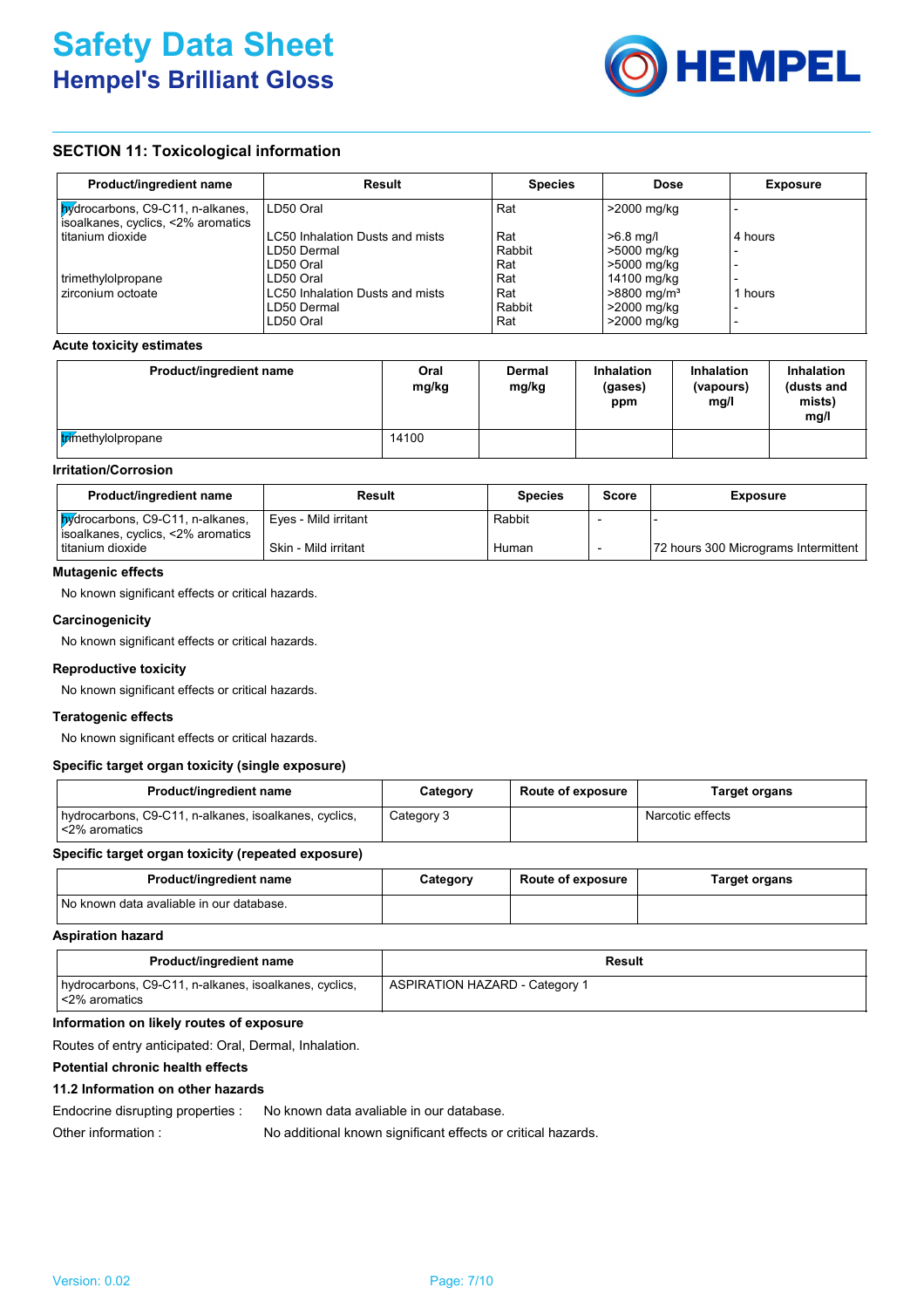## SECTION 11: Toxicological information

| Product/ingredient name | Result | Species | Dose | Exposure |
|---|---|---|---|---|
| hydrocarbons, C9-C11, n-alkanes, isoalkanes, cyclics, <2% aromatics | LD50 Oral | Rat | >2000 mg/kg | - |
| titanium dioxide | LC50 Inhalation Dusts and mists | Rat | >6.8 mg/l | 4 hours |
| | LD50 Dermal | Rabbit | >5000 mg/kg | - |
| | LD50 Oral | Rat | >5000 mg/kg | - |
| trimethylolpropane | LD50 Oral | Rat | 14100 mg/kg | - |
| zirconium octoate | LC50 Inhalation Dusts and mists | Rat | >8800 mg/m³ | 1 hours |
| | LD50 Dermal | Rabbit | >2000 mg/kg | - |
| | LD50 Oral | Rat | >2000 mg/kg | - |

**Acute toxicity estimates**

| Product/ingredient name | Oral mg/kg | Dermal mg/kg | Inhalation (gases) ppm | Inhalation (vapours) mg/l | Inhalation (dusts and mists) mg/l |
|---|---|---|---|---|---|
| trimethylolpropane | 14100 | | | | |

**Irritation/Corrosion**

| Product/ingredient name | Result | Species | Score | Exposure |
|---|---|---|---|---|
| hydrocarbons, C9-C11, n-alkanes, isoalkanes, cyclics, <2% aromatics | Eyes - Mild irritant | Rabbit | - | - |
| titanium dioxide | Skin - Mild irritant | Human | - | 72 hours 300 Micrograms Intermittent |

**Mutagenic effects**

No known significant effects or critical hazards.

**Carcinogenicity**

No known significant effects or critical hazards.

**Reproductive toxicity**

No known significant effects or critical hazards.

**Teratogenic effects**

No known significant effects or critical hazards.

**Specific target organ toxicity (single exposure)**

| Product/ingredient name | Category | Route of exposure | Target organs |
|---|---|---|---|
| hydrocarbons, C9-C11, n-alkanes, isoalkanes, cyclics, <2% aromatics | Category 3 | | Narcotic effects |

**Specific target organ toxicity (repeated exposure)**

| Product/ingredient name | Category | Route of exposure | Target organs |
|---|---|---|---|
| No known data avaliable in our database. | | | |

**Aspiration hazard**

| Product/ingredient name | Result |
|---|---|
| hydrocarbons, C9-C11, n-alkanes, isoalkanes, cyclics, <2% aromatics | ASPIRATION HAZARD - Category 1 |

**Information on likely routes of exposure**

Routes of entry anticipated: Oral, Dermal, Inhalation.

**Potential chronic health effects**

**11.2 Information on other hazards**

Endocrine disrupting properties : No known data avaliable in our database.

Other information : No additional known significant effects or critical hazards.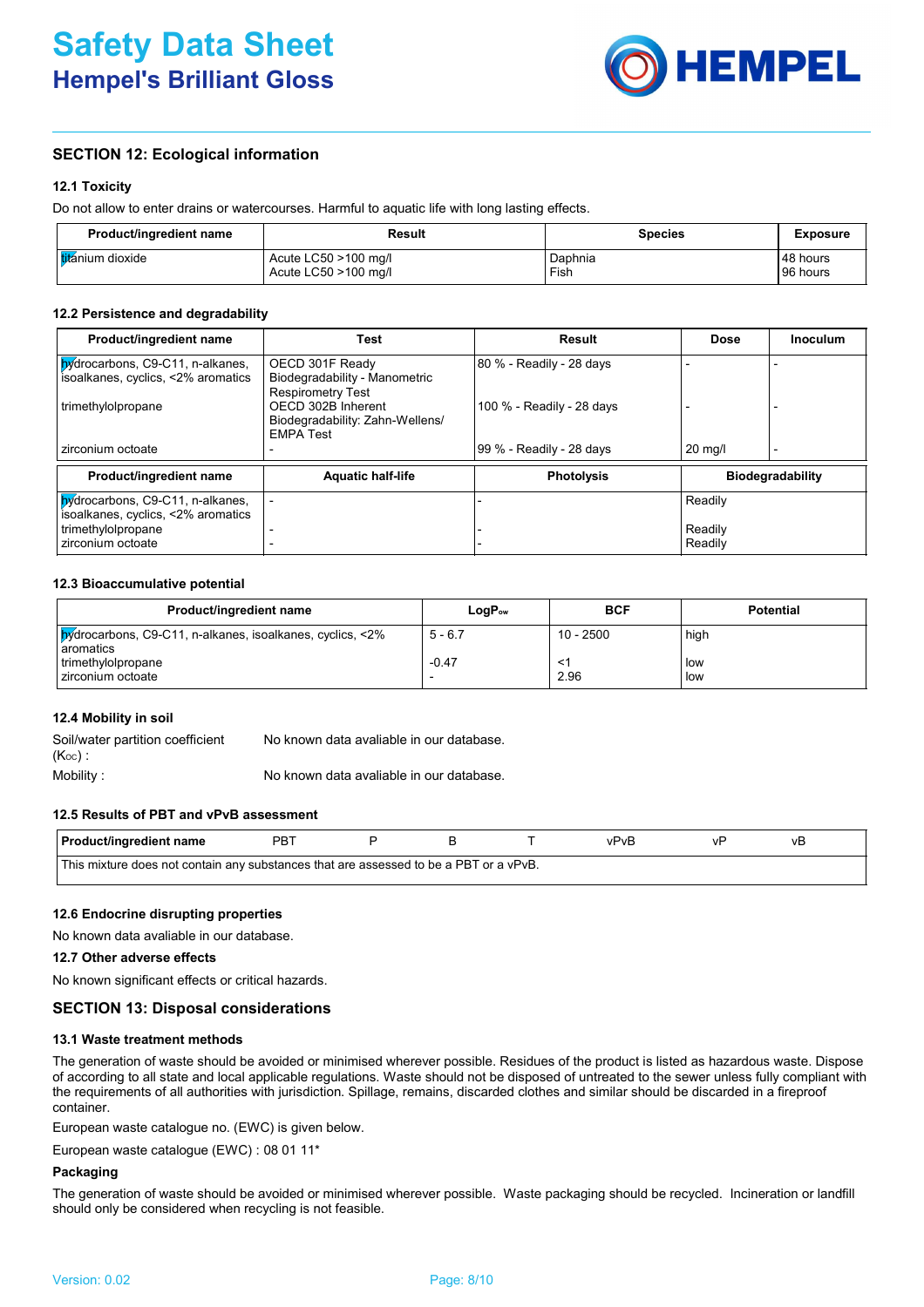## SECTION 12: Ecological information

### 12.1 Toxicity

Do not allow to enter drains or watercourses. Harmful to aquatic life with long lasting effects.

| Product/ingredient name | Result | Species | Exposure |
|---|---|---|---|
| titanium dioxide | Acute LC50 >100 mg/l<br>Acute LC50 >100 mg/l | Daphnia<br>Fish | 48 hours<br>96 hours |

### 12.2 Persistence and degradability

| Product/ingredient name | Test | Result | Dose | Inoculum |
|---|---|---|---|---|
| hydrocarbons, C9-C11, n-alkanes, isoalkanes, cyclics, <2% aromatics | OECD 301F Ready Biodegradability - Manometric Respirometry Test | 80 % - Readily - 28 days | - | - |
| trimethylolpropane | OECD 302B Inherent Biodegradability: Zahn-Wellens/ EMPA Test | 100 % - Readily - 28 days | - | - |
| zirconium octoate | - | 99 % - Readily - 28 days | 20 mg/l | - |

| Product/ingredient name | Aquatic half-life | Photolysis | Biodegradability |
|---|---|---|---|
| hydrocarbons, C9-C11, n-alkanes, isoalkanes, cyclics, <2% aromatics | - | - | Readily |
| trimethylolpropane | - | - | Readily |
| zirconium octoate | - | - | Readily |

### 12.3 Bioaccumulative potential

| Product/ingredient name | $LogP_{ow}$ | BCF | Potential |
|---|---|---|---|
| hydrocarbons, C9-C11, n-alkanes, isoalkanes, cyclics, <2% aromatics | 5 - 6.7 | 10 - 2500 | high |
| trimethylolpropane | -0.47 | <1 | low |
| zirconium octoate | - | 2.96 | low |

### 12.4 Mobility in soil

Soil/water partition coefficient ($K_{OC}$) : No known data avaliable in our database.

Mobility : No known data avaliable in our database.

### 12.5 Results of PBT and vPvB assessment

| Product/ingredient name | PBT | P | B | T | vPvB | vP | vB |
|---|---|---|---|---|---|---|---|
| This mixture does not contain any substances that are assessed to be a PBT or a vPvB. | | | | | | | |

### 12.6 Endocrine disrupting properties

No known data avaliable in our database.

### 12.7 Other adverse effects

No known significant effects or critical hazards.

## SECTION 13: Disposal considerations

### 13.1 Waste treatment methods

The generation of waste should be avoided or minimised wherever possible. Residues of the product is listed as hazardous waste. Dispose of according to all state and local applicable regulations. Waste should not be disposed of untreated to the sewer unless fully compliant with the requirements of all authorities with jurisdiction. Spillage, remains, discarded clothes and similar should be discarded in a fireproof container.

European waste catalogue no. (EWC) is given below.

European waste catalogue (EWC) : 08 01 11*

#### Packaging

The generation of waste should be avoided or minimised wherever possible. Waste packaging should be recycled. Incineration or landfill should only be considered when recycling is not feasible.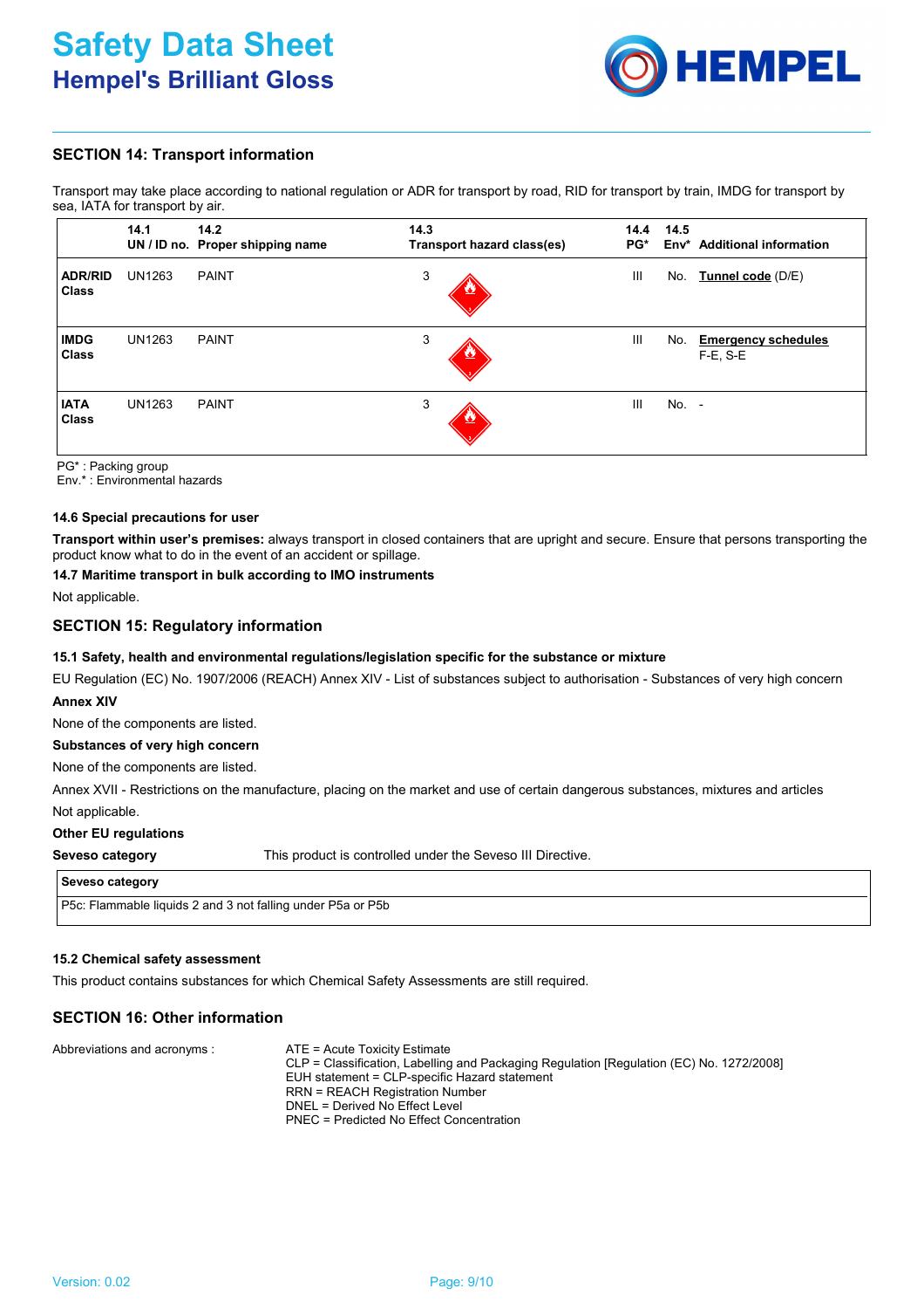## SECTION 14: Transport information

Transport may take place according to national regulation or ADR for transport by road, RID for transport by train, IMDG for transport by sea, IATA for transport by air.

| | 14.1 UN / ID no. | 14.2 Proper shipping name | 14.3 Transport hazard class(es) | 14.4 PG* | 14.5 Env* | Additional information |
|---|---|---|---|---|---|---|
| **ADR/RID Class** | UN1263 | PAINT | 3 | III | No. | **Tunnel code** (D/E) |
| **IMDG Class** | UN1263 | PAINT | 3 | III | No. | **Emergency schedules** F-E, S-E |
| **IATA Class** | UN1263 | PAINT | 3 | III | No. | - |

PG* : Packing group
Env.* : Environmental hazards

### 14.6 Special precautions for user

**Transport within user's premises:** always transport in closed containers that are upright and secure. Ensure that persons transporting the product know what to do in the event of an accident or spillage.

### 14.7 Maritime transport in bulk according to IMO instruments

Not applicable.

## SECTION 15: Regulatory information

### 15.1 Safety, health and environmental regulations/legislation specific for the substance or mixture

EU Regulation (EC) No. 1907/2006 (REACH) Annex XIV - List of substances subject to authorisation - Substances of very high concern

**Annex XIV**

None of the components are listed.

**Substances of very high concern**

None of the components are listed.

Annex XVII - Restrictions on the manufacture, placing on the market and use of certain dangerous substances, mixtures and articles

Not applicable.

**Other EU regulations**

**Seveso category** This product is controlled under the Seveso III Directive.

| Seveso category |
|---|
| P5c: Flammable liquids 2 and 3 not falling under P5a or P5b |

### 15.2 Chemical safety assessment

This product contains substances for which Chemical Safety Assessments are still required.

## SECTION 16: Other information

Abbreviations and acronyms :

ATE = Acute Toxicity Estimate
CLP = Classification, Labelling and Packaging Regulation [Regulation (EC) No. 1272/2008]
EUH statement = CLP-specific Hazard statement
RRN = REACH Registration Number
DNEL = Derived No Effect Level
PNEC = Predicted No Effect Concentration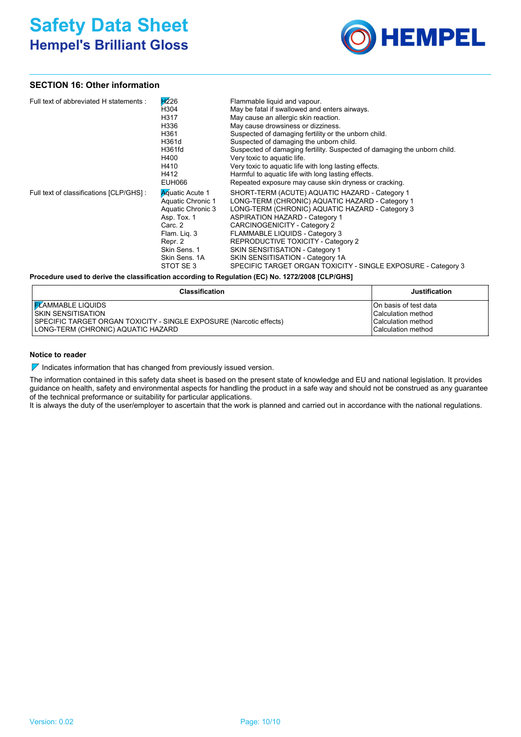## SECTION 16: Other information

| | | |
|---|---|---|
| Full text of abbreviated H statements : | H226 | Flammable liquid and vapour. |
| | H304 | May be fatal if swallowed and enters airways. |
| | H317 | May cause an allergic skin reaction. |
| | H336 | May cause drowsiness or dizziness. |
| | H361 | Suspected of damaging fertility or the unborn child. |
| | H361d | Suspected of damaging the unborn child. |
| | H361fd | Suspected of damaging fertility. Suspected of damaging the unborn child. |
| | H400 | Very toxic to aquatic life. |
| | H410 | Very toxic to aquatic life with long lasting effects. |
| | H412 | Harmful to aquatic life with long lasting effects. |
| | EUH066 | Repeated exposure may cause skin dryness or cracking. |
| Full text of classifications [CLP/GHS] : | Aquatic Acute 1 | SHORT-TERM (ACUTE) AQUATIC HAZARD - Category 1 |
| | Aquatic Chronic 1 | LONG-TERM (CHRONIC) AQUATIC HAZARD - Category 1 |
| | Aquatic Chronic 3 | LONG-TERM (CHRONIC) AQUATIC HAZARD - Category 3 |
| | Asp. Tox. 1 | ASPIRATION HAZARD - Category 1 |
| | Carc. 2 | CARCINOGENICITY - Category 2 |
| | Flam. Liq. 3 | FLAMMABLE LIQUIDS - Category 3 |
| | Repr. 2 | REPRODUCTIVE TOXICITY - Category 2 |
| | Skin Sens. 1 | SKIN SENSITISATION - Category 1 |
| | Skin Sens. 1A | SKIN SENSITISATION - Category 1A |
| | STOT SE 3 | SPECIFIC TARGET ORGAN TOXICITY - SINGLE EXPOSURE - Category 3 |

**Procedure used to derive the classification according to Regulation (EC) No. 1272/2008 [CLP/GHS]**

| Classification | Justification |
|---|---|
| FLAMMABLE LIQUIDS | On basis of test data |
| SKIN SENSITISATION | Calculation method |
| SPECIFIC TARGET ORGAN TOXICITY - SINGLE EXPOSURE (Narcotic effects) | Calculation method |
| LONG-TERM (CHRONIC) AQUATIC HAZARD | Calculation method |

#### Notice to reader

Indicates information that has changed from previously issued version.

The information contained in this safety data sheet is based on the present state of knowledge and EU and national legislation. It provides guidance on health, safety and environmental aspects for handling the product in a safe way and should not be construed as any guarantee of the technical preformance or suitability for particular applications.
It is always the duty of the user/employer to ascertain that the work is planned and carried out in accordance with the national regulations.